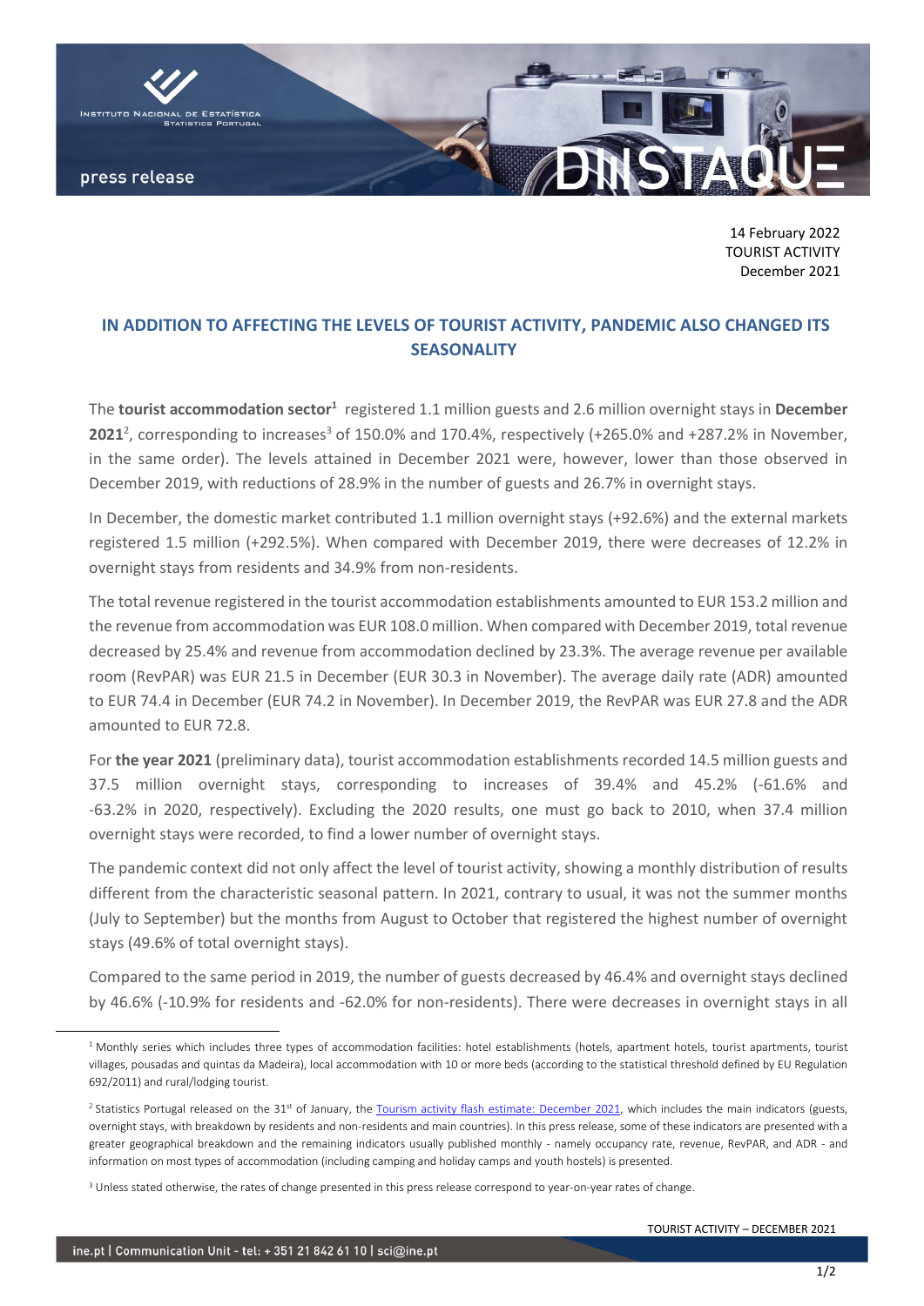14 February 2022
TOURIST ACTIVITY
December 2021

## IN ADDITION TO AFFECTING THE LEVELS OF TOURIST ACTIVITY, PANDEMIC ALSO CHANGED ITS SEASONALITY

The **tourist accommodation sector**[1] registered 1.1 million guests and 2.6 million overnight stays in **December 2021**[2], corresponding to increases[3] of 150.0% and 170.4%, respectively (+265.0% and +287.2% in November, in the same order). The levels attained in December 2021 were, however, lower than those observed in December 2019, with reductions of 28.9% in the number of guests and 26.7% in overnight stays.

In December, the domestic market contributed 1.1 million overnight stays (+92.6%) and the external markets registered 1.5 million (+292.5%). When compared with December 2019, there were decreases of 12.2% in overnight stays from residents and 34.9% from non-residents.

The total revenue registered in the tourist accommodation establishments amounted to EUR 153.2 million and the revenue from accommodation was EUR 108.0 million. When compared with December 2019, total revenue decreased by 25.4% and revenue from accommodation declined by 23.3%. The average revenue per available room (RevPAR) was EUR 21.5 in December (EUR 30.3 in November). The average daily rate (ADR) amounted to EUR 74.4 in December (EUR 74.2 in November). In December 2019, the RevPAR was EUR 27.8 and the ADR amounted to EUR 72.8.

For **the year 2021** (preliminary data), tourist accommodation establishments recorded 14.5 million guests and 37.5 million overnight stays, corresponding to increases of 39.4% and 45.2% (-61.6% and -63.2% in 2020, respectively). Excluding the 2020 results, one must go back to 2010, when 37.4 million overnight stays were recorded, to find a lower number of overnight stays.

The pandemic context did not only affect the level of tourist activity, showing a monthly distribution of results different from the characteristic seasonal pattern. In 2021, contrary to usual, it was not the summer months (July to September) but the months from August to October that registered the highest number of overnight stays (49.6% of total overnight stays).

Compared to the same period in 2019, the number of guests decreased by 46.4% and overnight stays declined by 46.6% (-10.9% for residents and -62.0% for non-residents). There were decreases in overnight stays in all

---

[1] Monthly series which includes three types of accommodation facilities: hotel establishments (hotels, apartment hotels, tourist apartments, tourist villages, pousadas and quintas da Madeira), local accommodation with 10 or more beds (according to the statistical threshold defined by EU Regulation 692/2011) and rural/lodging tourist.

[2] Statistics Portugal released on the 31st of January, the Tourism activity flash estimate: December 2021, which includes the main indicators (guests, overnight stays, with breakdown by residents and non-residents and main countries). In this press release, some of these indicators are presented with a greater geographical breakdown and the remaining indicators usually published monthly - namely occupancy rate, revenue, RevPAR, and ADR - and information on most types of accommodation (including camping and holiday camps and youth hostels) is presented.

[3] Unless stated otherwise, the rates of change presented in this press release correspond to year-on-year rates of change.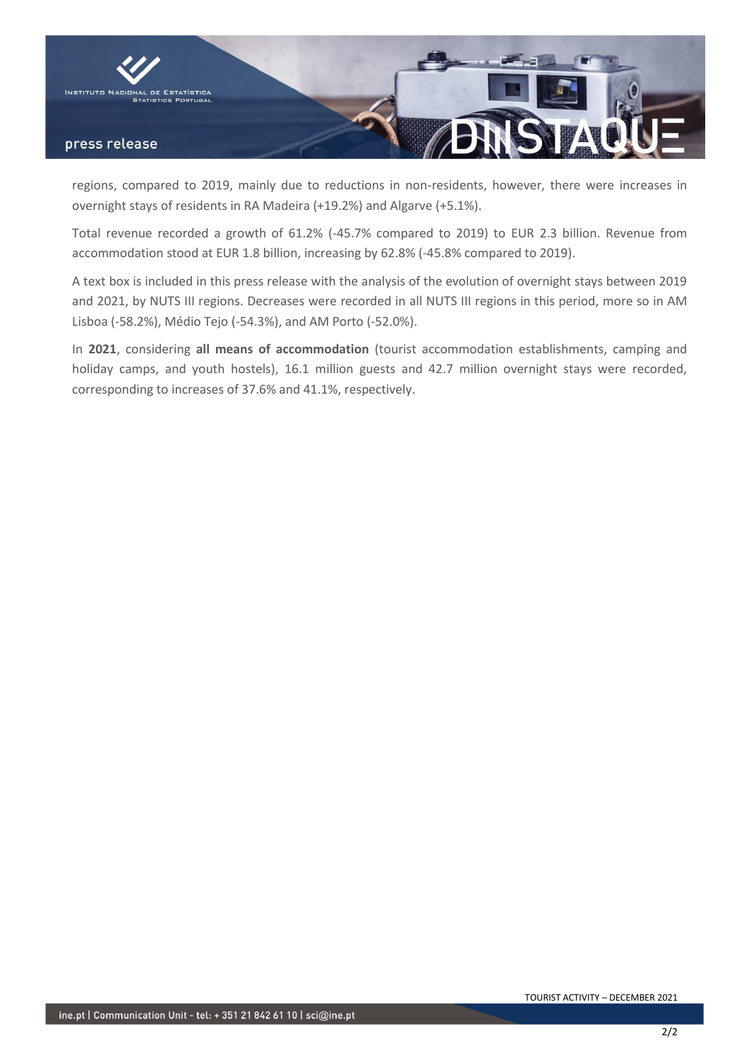regions, compared to 2019, mainly due to reductions in non-residents, however, there were increases in overnight stays of residents in RA Madeira (+19.2%) and Algarve (+5.1%).

Total revenue recorded a growth of 61.2% (-45.7% compared to 2019) to EUR 2.3 billion. Revenue from accommodation stood at EUR 1.8 billion, increasing by 62.8% (-45.8% compared to 2019).

A text box is included in this press release with the analysis of the evolution of overnight stays between 2019 and 2021, by NUTS III regions. Decreases were recorded in all NUTS III regions in this period, more so in AM Lisboa (-58.2%), Médio Tejo (-54.3%), and AM Porto (-52.0%).

In **2021**, considering **all means of accommodation** (tourist accommodation establishments, camping and holiday camps, and youth hostels), 16.1 million guests and 42.7 million overnight stays were recorded, corresponding to increases of 37.6% and 41.1%, respectively.